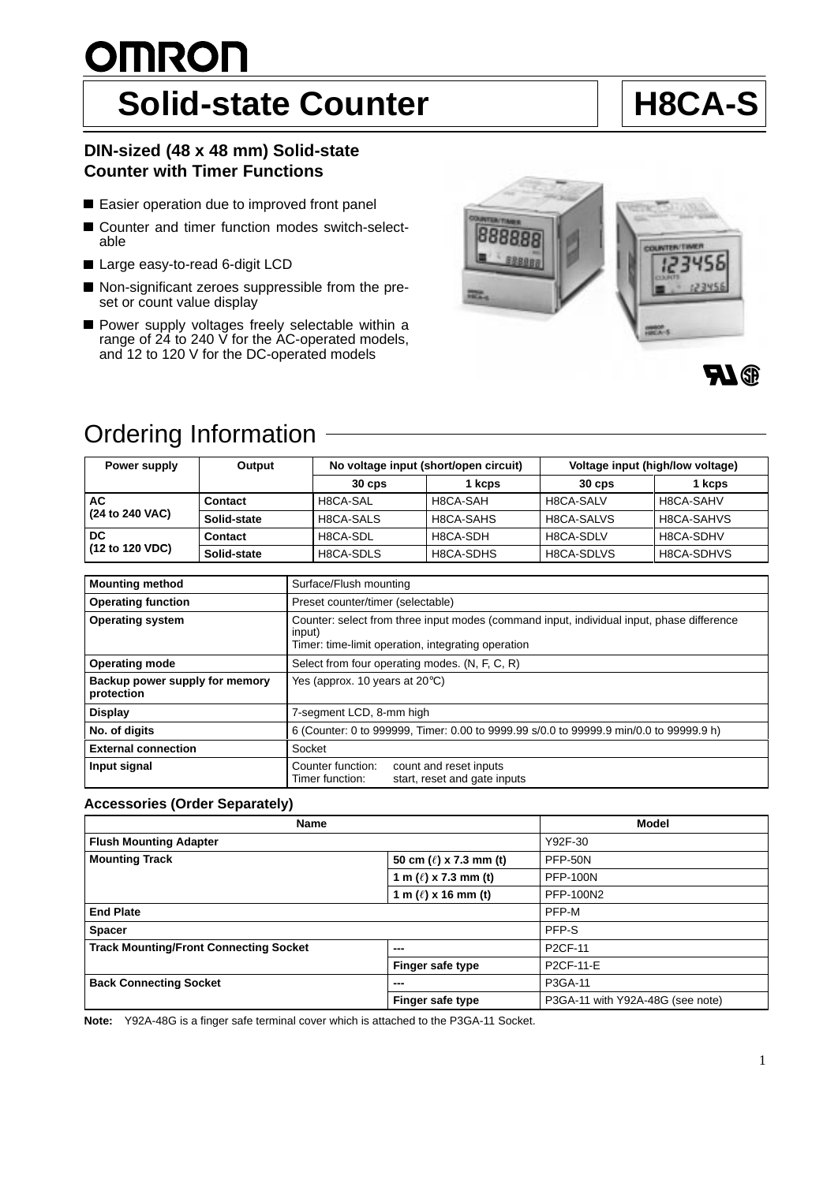# Solid-state Counter H8CA-S

**DIN-sized (48 x 48 mm) Solid-state Counter with Timer Functions**

- Easier operation due to improved front panel
- Counter and timer function modes switch-selectable
- Large easy-to-read 6-digit LCD
- Non-significant zeroes suppressible from the preset or count value display
- Power supply voltages freely selectable within a range of 24 to 240 V for the AC-operated models, and 12 to 120 V for the DC-operated models

## Ordering Information

| Power supply | Output | No voltage input (short/open circuit) | | Voltage input (high/low voltage) | |
|---|---|---|---|---|---|
| | | 30 cps | 1 kcps | 30 cps | 1 kcps |
| **AC (24 to 240 VAC)** | **Contact** | H8CA-SAL | H8CA-SAH | H8CA-SALV | H8CA-SAHV |
| | **Solid-state** | H8CA-SALS | H8CA-SAHS | H8CA-SALVS | H8CA-SAHVS |
| **DC (12 to 120 VDC)** | **Contact** | H8CA-SDL | H8CA-SDH | H8CA-SDLV | H8CA-SDHV |
| | **Solid-state** | H8CA-SDLS | H8CA-SDHS | H8CA-SDLVS | H8CA-SDHVS |

| Item | Specification |
|---|---|
| **Mounting method** | Surface/Flush mounting |
| **Operating function** | Preset counter/timer (selectable) |
| **Operating system** | Counter: select from three input modes (command input, individual input, phase difference input)<br>Timer: time-limit operation, integrating operation |
| **Operating mode** | Select from four operating modes. (N, F, C, R) |
| **Backup power supply for memory protection** | Yes (approx. 10 years at 20°C) |
| **Display** | 7-segment LCD, 8-mm high |
| **No. of digits** | 6 (Counter: 0 to 999999, Timer: 0.00 to 9999.99 s/0.0 to 99999.9 min/0.0 to 99999.9 h) |
| **External connection** | Socket |
| **Input signal** | Counter function: count and reset inputs<br>Timer function: start, reset and gate inputs |

### Accessories (Order Separately)

| Name | | Model |
|---|---|---|
| **Flush Mounting Adapter** | | Y92F-30 |
| **Mounting Track** | 50 cm (ℓ) x 7.3 mm (t) | PFP-50N |
| | 1 m (ℓ) x 7.3 mm (t) | PFP-100N |
| | 1 m (ℓ) x 16 mm (t) | PFP-100N2 |
| **End Plate** | | PFP-M |
| **Spacer** | | PFP-S |
| **Track Mounting/Front Connecting Socket** | --- | P2CF-11 |
| | Finger safe type | P2CF-11-E |
| **Back Connecting Socket** | --- | P3GA-11 |
| | Finger safe type | P3GA-11 with Y92A-48G (see note) |

**Note:** Y92A-48G is a finger safe terminal cover which is attached to the P3GA-11 Socket.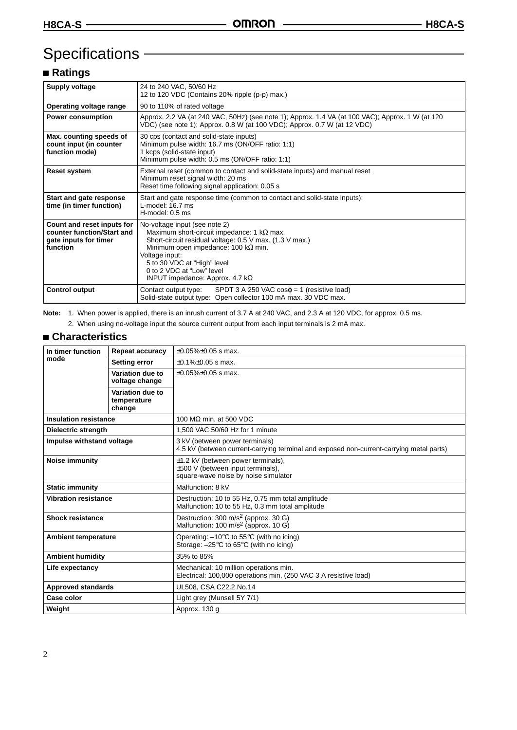# Specifications

## ■ Ratings

| | |
|---|---|
| **Supply voltage** | 24 to 240 VAC, 50/60 Hz<br>12 to 120 VDC (Contains 20% ripple (p-p) max.) |
| **Operating voltage range** | 90 to 110% of rated voltage |
| **Power consumption** | Approx. 2.2 VA (at 240 VAC, 50Hz) (see note 1); Approx. 1.4 VA (at 100 VAC); Approx. 1 W (at 120 VDC) (see note 1); Approx. 0.8 W (at 100 VDC); Approx. 0.7 W (at 12 VDC) |
| **Max. counting speeds of count input (in counter function mode)** | 30 cps (contact and solid-state inputs)<br>Minimum pulse width: 16.7 ms (ON/OFF ratio: 1:1)<br>1 kcps (solid-state input)<br>Minimum pulse width: 0.5 ms (ON/OFF ratio: 1:1) |
| **Reset system** | External reset (common to contact and solid-state inputs) and manual reset<br>Minimum reset signal width: 20 ms<br>Reset time following signal application: 0.05 s |
| **Start and gate response time (in timer function)** | Start and gate response time (common to contact and solid-state inputs):<br>L-model: 16.7 ms<br>H-model: 0.5 ms |
| **Count and reset inputs for counter function/Start and gate inputs for timer function** | No-voltage input (see note 2)<br>Maximum short-circuit impedance: 1 kΩ max.<br>Short-circuit residual voltage: 0.5 V max. (1.3 V max.)<br>Minimum open impedance: 100 kΩ min.<br>Voltage input:<br>5 to 30 VDC at "High" level<br>0 to 2 VDC at "Low" level<br>INPUT impedance: Approx. 4.7 kΩ |
| **Control output** | Contact output type: SPDT 3 A 250 VAC cosφ = 1 (resistive load)<br>Solid-state output type: Open collector 100 mA max. 30 VDC max. |

**Note:** 1. When power is applied, there is an inrush current of 3.7 A at 240 VAC, and 2.3 A at 120 VDC, for approx. 0.5 ms.

2. When using no-voltage input the source current output from each input terminals is 2 mA max.

## ■ Characteristics

| | | |
|---|---|---|
| **In timer function mode** | **Repeat accuracy** | ±0.05%±0.05 s max. |
| | **Setting error** | ±0.1%±0.05 s max. |
| | **Variation due to voltage change** | ±0.05%±0.05 s max. |
| | **Variation due to temperature change** | |
| **Insulation resistance** | | 100 MΩ min. at 500 VDC |
| **Dielectric strength** | | 1,500 VAC 50/60 Hz for 1 minute |
| **Impulse withstand voltage** | | 3 kV (between power terminals)<br>4.5 kV (between current-carrying terminal and exposed non-current-carrying metal parts) |
| **Noise immunity** | | ±1.2 kV (between power terminals),<br>±500 V (between input terminals),<br>square-wave noise by noise simulator |
| **Static immunity** | | Malfunction: 8 kV |
| **Vibration resistance** | | Destruction: 10 to 55 Hz, 0.75 mm total amplitude<br>Malfunction: 10 to 55 Hz, 0.3 mm total amplitude |
| **Shock resistance** | | Destruction: 300 $m/s^2$ (approx. 30 G)<br>Malfunction: 100 $m/s^2$ (approx. 10 G) |
| **Ambient temperature** | | Operating: –10°C to 55°C (with no icing)<br>Storage: –25°C to 65°C (with no icing) |
| **Ambient humidity** | | 35% to 85% |
| **Life expectancy** | | Mechanical: 10 million operations min.<br>Electrical: 100,000 operations min. (250 VAC 3 A resistive load) |
| **Approved standards** | | UL508, CSA C22.2 No.14 |
| **Case color** | | Light grey (Munsell 5Y 7/1) |
| **Weight** | | Approx. 130 g |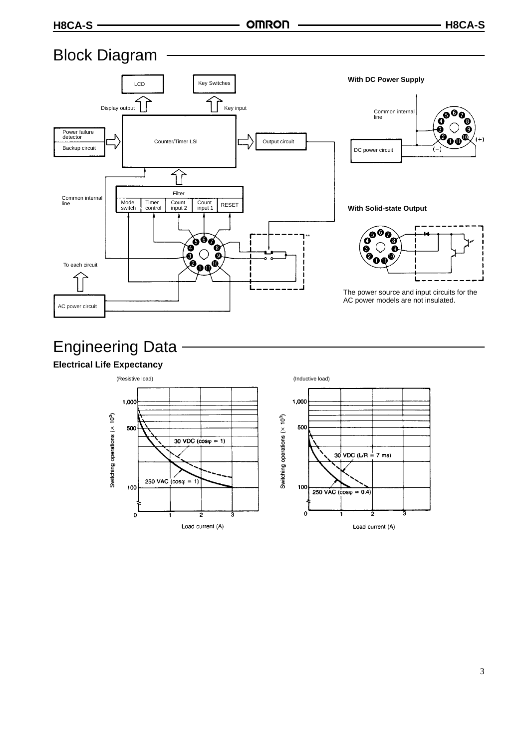# Block Diagram

LCD

Key Switches

Display output

Key input

Power failure detector

Backup circuit

Counter/Timer LSI

Output circuit

Filter

Common internal line

Mode switch | Timer control | Count input 2 | Count input 1 | RESET

To each circuit

AC power circuit

**With DC Power Supply**

Common internal line

DC power circuit

(+)

(−)

**With Solid-state Output**

The power source and input circuits for the AC power models are not insulated.

# Engineering Data

### Electrical Life Expectancy

(Resistive load)

Switching operations ($\times 10^3$)

30 VDC ($\cos\varphi = 1$)

250 VAC ($\cos\varphi = 1$)

Load current (A)

(Inductive load)

Switching operations ($\times 10^3$)

30 VDC (L/R = 7 ms)

250 VAC ($\cos\varphi = 0.4$)

Load current (A)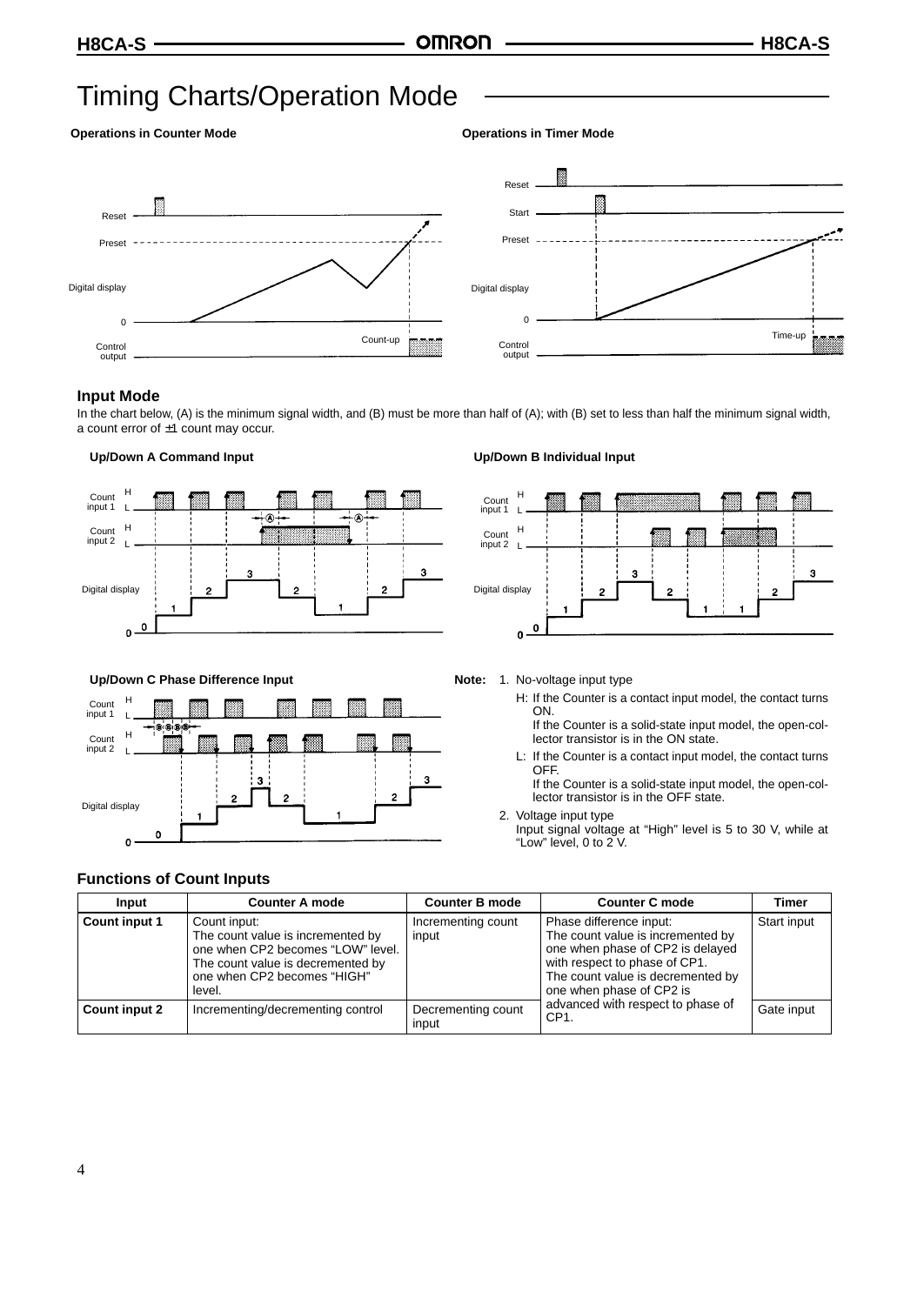# Timing Charts/Operation Mode

**Operations in Counter Mode**

**Operations in Timer Mode**

## Input Mode

In the chart below, (A) is the minimum signal width, and (B) must be more than half of (A); with (B) set to less than half the minimum signal width, a count error of ±1 count may occur.

**Up/Down A Command Input**

**Up/Down B Individual Input**

**Up/Down C Phase Difference Input**

**Note:**
1. No-voltage input type
   - H: If the Counter is a contact input model, the contact turns ON. If the Counter is a solid-state input model, the open-collector transistor is in the ON state.
   - L: If the Counter is a contact input model, the contact turns OFF. If the Counter is a solid-state input model, the open-collector transistor is in the OFF state.
2. Voltage input type
   Input signal voltage at “High” level is 5 to 30 V, while at “Low” level, 0 to 2 V.

## Functions of Count Inputs

| Input | Counter A mode | Counter B mode | Counter C mode | Timer |
|---|---|---|---|---|
| **Count input 1** | Count input: The count value is incremented by one when CP2 becomes “LOW” level. The count value is decremented by one when CP2 becomes “HIGH” level. | Incrementing count input | Phase difference input: The count value is incremented by one when phase of CP2 is delayed with respect to phase of CP1. The count value is decremented by one when phase of CP2 is advanced with respect to phase of CP1. | Start input |
| **Count input 2** | Incrementing/decrementing control | Decrementing count input | | Gate input |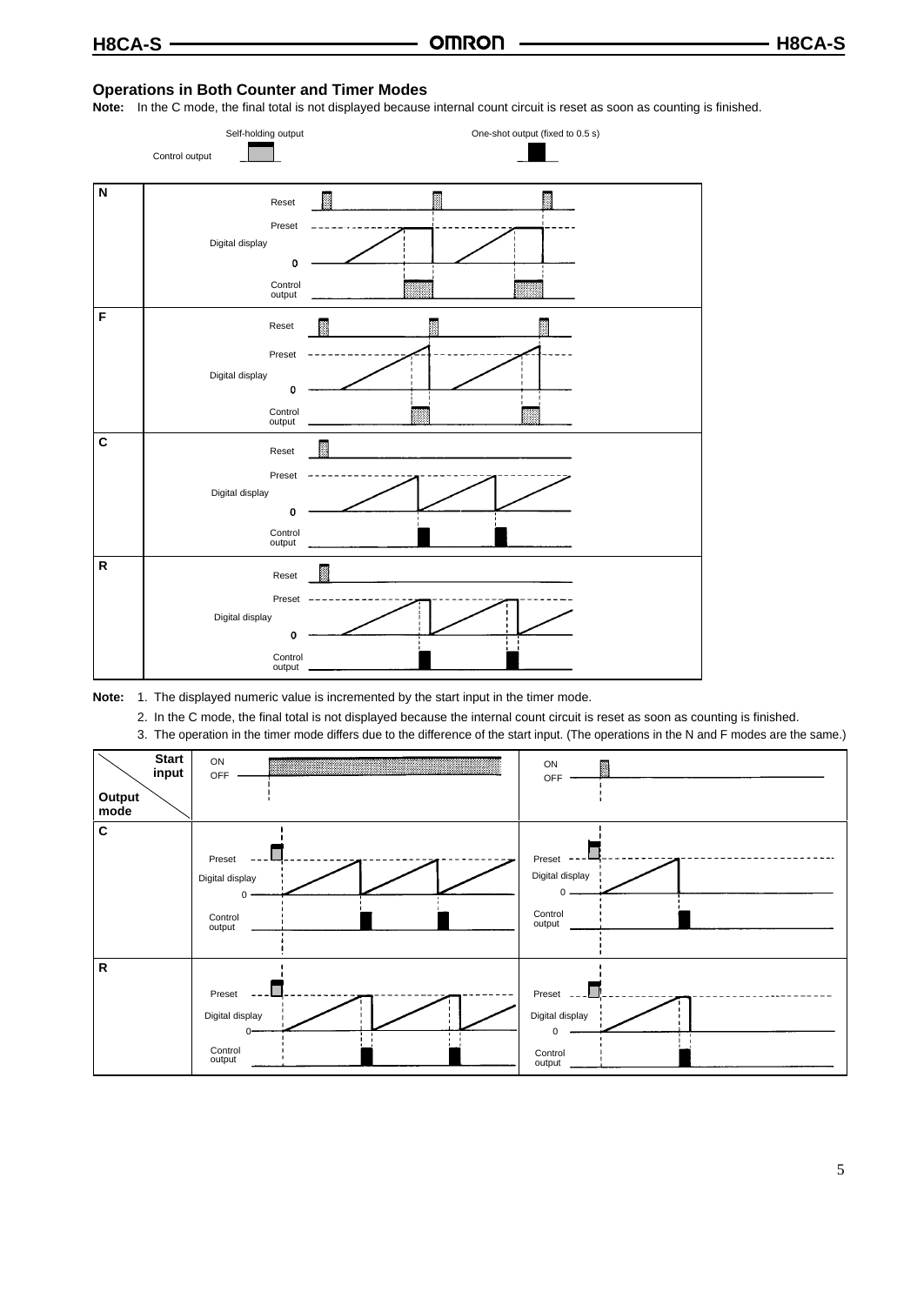### Operations in Both Counter and Timer Modes

**Note:** In the C mode, the final total is not displayed because internal count circuit is reset as soon as counting is finished.

Self-holding output

Control output

One-shot output (fixed to 0.5 s)

| | |
|---|---|
| **N** | Reset<br>Preset<br>Digital display<br>0<br>Control output |
| **F** | Reset<br>Preset<br>Digital display<br>0<br>Control output |
| **C** | Reset<br>Preset<br>Digital display<br>0<br>Control output |
| **R** | Reset<br>Preset<br>Digital display<br>0<br>Control output |

**Note:**
1. The displayed numeric value is incremented by the start input in the timer mode.
2. In the C mode, the final total is not displayed because the internal count circuit is reset as soon as counting is finished.
3. The operation in the timer mode differs due to the difference of the start input. (The operations in the N and F modes are the same.)

| Start input / Output mode | ON<br>OFF | ON<br>OFF |
|---|---|---|
| **C** | Preset<br>Digital display<br>0<br>Control output | Preset<br>Digital display<br>0<br>Control output |
| **R** | Preset<br>Digital display<br>0<br>Control output | Preset<br>Digital display<br>0<br>Control output |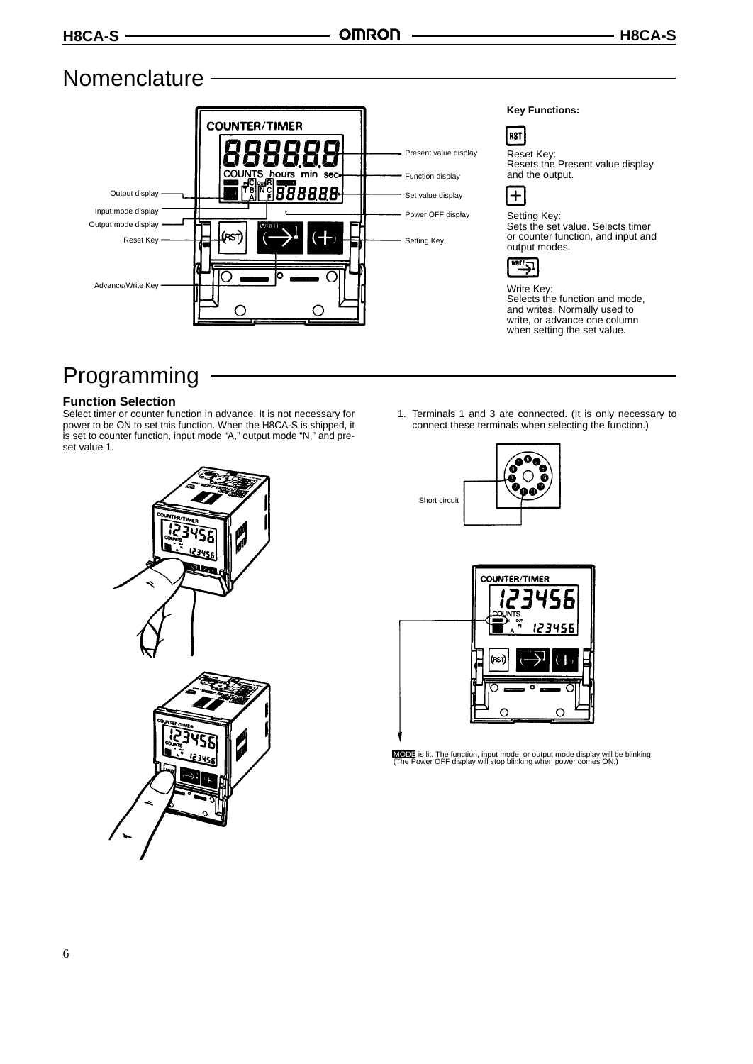# Nomenclature

Present value display
Function display
Output display
Set value display
Input mode display
Power OFF display
Output mode display
Reset Key
Setting Key
Advance/Write Key

**Key Functions:**

RST
Reset Key:
Resets the Present value display and the output.

Setting Key:
Sets the set value. Selects timer or counter function, and input and output modes.

Write Key:
Selects the function and mode, and writes. Normally used to write, or advance one column when setting the set value.

# Programming

### Function Selection

Select timer or counter function in advance. It is not necessary for power to be ON to set this function. When the H8CA-S is shipped, it is set to counter function, input mode “A,” output mode “N,” and preset value 1.

1. Terminals 1 and 3 are connected. (It is only necessary to connect these terminals when selecting the function.)

Short circuit

MODE is lit. The function, input mode, or output mode display will be blinking. (The Power OFF display will stop blinking when power comes ON.)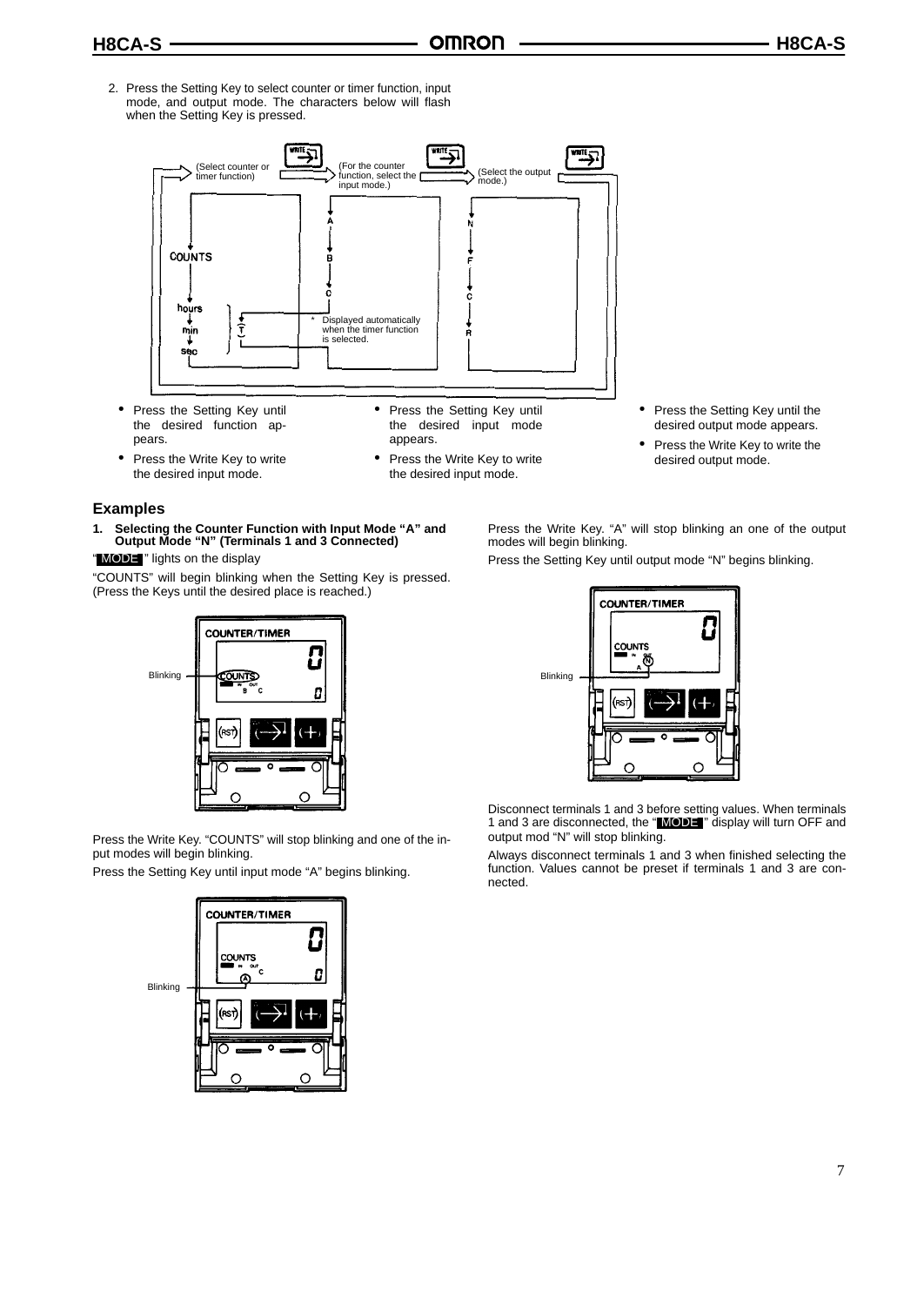2. Press the Setting Key to select counter or timer function, input mode, and output mode. The characters below will flash when the Setting Key is pressed.

(Select counter or timer function) → (For the counter function, select the input mode.) → (Select the output mode.)

COUNTS → hours → min → sec

A → B → C

* Displayed automatically when the timer function is selected.

N → F → C → R

- Press the Setting Key until the desired function appears.
- Press the Write Key to write the desired input mode.

- Press the Setting Key until the desired input mode appears.
- Press the Write Key to write the desired input mode.

- Press the Setting Key until the desired output mode appears.
- Press the Write Key to write the desired output mode.

## Examples

**1. Selecting the Counter Function with Input Mode “A” and Output Mode “N” (Terminals 1 and 3 Connected)**

“ MODE ” lights on the display

“COUNTS” will begin blinking when the Setting Key is pressed. (Press the Keys until the desired place is reached.)

Blinking

Press the Write Key. “COUNTS” will stop blinking and one of the input modes will begin blinking.

Press the Setting Key until input mode “A” begins blinking.

Blinking

Press the Write Key. “A” will stop blinking an one of the output modes will begin blinking.

Press the Setting Key until output mode “N” begins blinking.

Blinking

Disconnect terminals 1 and 3 before setting values. When terminals 1 and 3 are disconnected, the “ MODE ” display will turn OFF and output mod “N” will stop blinking.

Always disconnect terminals 1 and 3 when finished selecting the function. Values cannot be preset if terminals 1 and 3 are connected.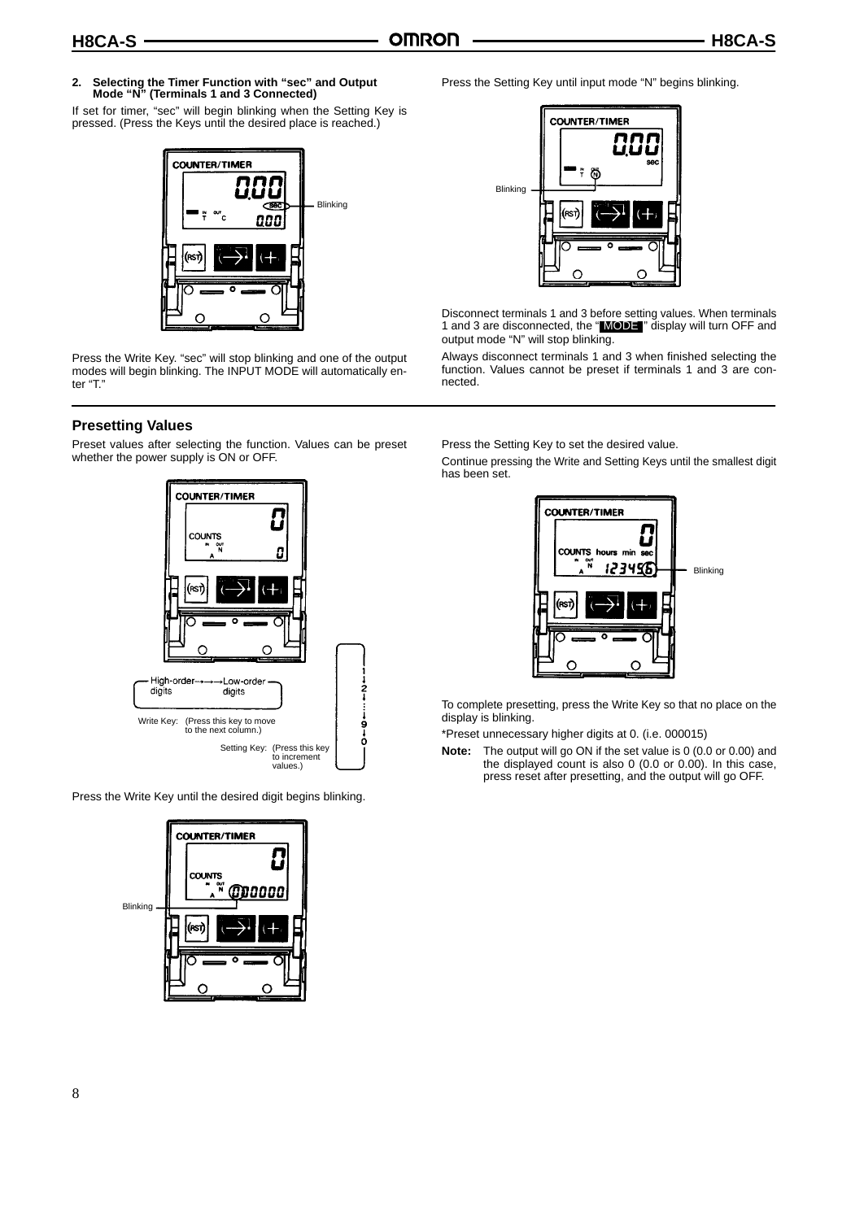**2. Selecting the Timer Function with "sec" and Output Mode "N" (Terminals 1 and 3 Connected)**

If set for timer, "sec" will begin blinking when the Setting Key is pressed. (Press the Keys until the desired place is reached.)

Press the Write Key. "sec" will stop blinking and one of the output modes will begin blinking. The INPUT MODE will automatically enter "T."

Press the Setting Key until input mode "N" begins blinking.

Disconnect terminals 1 and 3 before setting values. When terminals 1 and 3 are disconnected, the "MODE" display will turn OFF and output mode "N" will stop blinking.

Always disconnect terminals 1 and 3 when finished selecting the function. Values cannot be preset if terminals 1 and 3 are connected.

## Presetting Values

Preset values after selecting the function. Values can be preset whether the power supply is ON or OFF.

High-order digits → Low-order digits

Write Key: (Press this key to move to the next column.)

Setting Key: (Press this key to increment values.) 1 → 2 → ... → 9 → 0

Press the Write Key until the desired digit begins blinking.

Press the Setting Key to set the desired value.

Continue pressing the Write and Setting Keys until the smallest digit has been set.

To complete presetting, press the Write Key so that no place on the display is blinking.

*Preset unnecessary higher digits at 0. (i.e. 000015)

**Note:** The output will go ON if the set value is 0 (0.0 or 0.00) and the displayed count is also 0 (0.0 or 0.00). In this case, press reset after presetting, and the output will go OFF.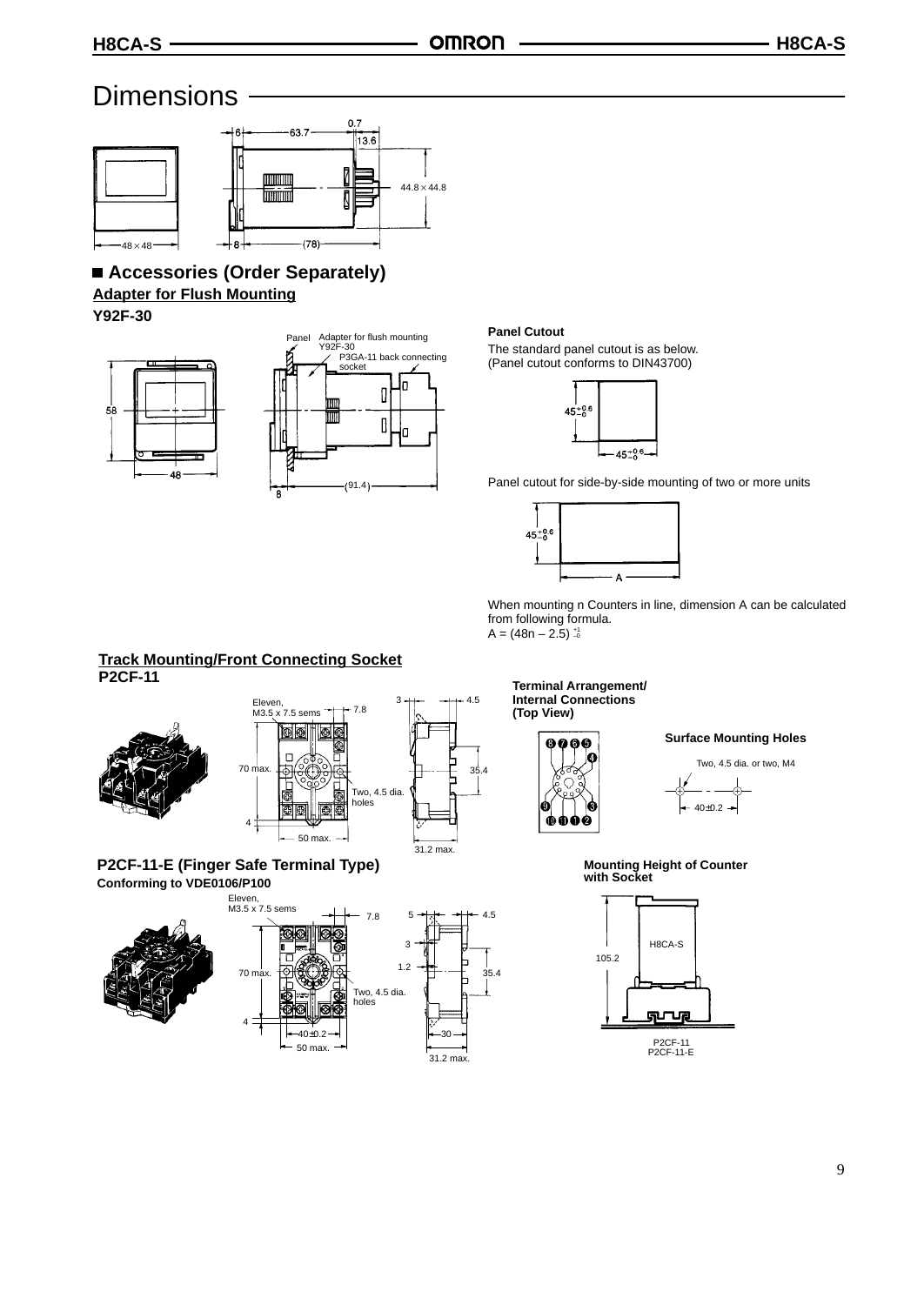# Dimensions

0.7

6 — 63.7 — 13.6

44.8 × 44.8

48 × 48 — 8 — (78)

## ■ Accessories (Order Separately)

### Adapter for Flush Mounting

**Y92F-30**

Panel — Adapter for flush mounting Y92F-30

P3GA-11 back connecting socket

58

48

8 — (91.4)

**Panel Cutout**

The standard panel cutout is as below.
(Panel cutout conforms to DIN43700)

$45^{+0.6}_{-0}$

$45^{+0.6}_{-0}$

Panel cutout for side-by-side mounting of two or more units

$45^{+0.6}_{-0}$

A

When mounting n Counters in line, dimension A can be calculated from following formula.
$A = (48n - 2.5)^{+1}_{-0}$

### Track Mounting/Front Connecting Socket

**P2CF-11**

Eleven, M3.5 x 7.5 sems — 7.8

70 max.

Two, 4.5 dia. holes

4

50 max.

3 — 4.5

35.4

31.2 max.

**Terminal Arrangement/ Internal Connections (Top View)**

**Surface Mounting Holes**

Two, 4.5 dia. or two, M4

40±0.2

**P2CF-11-E (Finger Safe Terminal Type)**

**Conforming to VDE0106/P100**

Eleven, M3.5 x 7.5 sems — 7.8

70 max.

Two, 4.5 dia. holes

4

40±0.2

50 max.

5 — 4.5

3

1.2

35.4

30

31.2 max.

**Mounting Height of Counter with Socket**

105.2

H8CA-S

P2CF-11
P2CF-11-E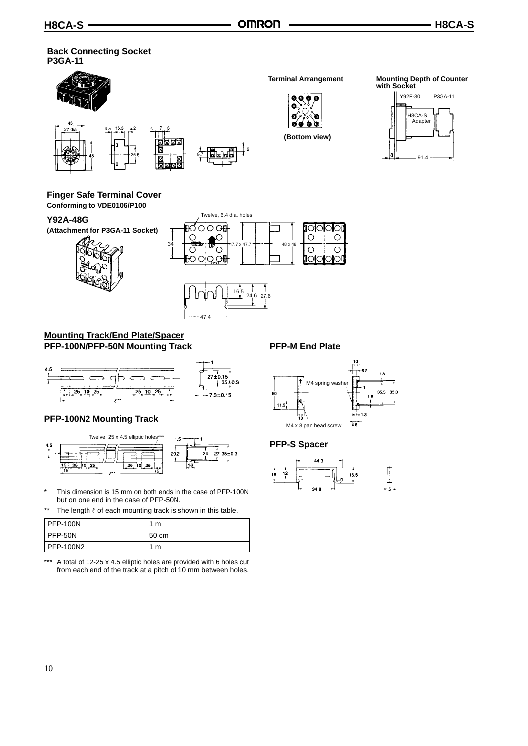## Back Connecting Socket

### P3GA-11

Terminal Arrangement

(Bottom view)

Mounting Depth of Counter with Socket

Y92F-30 P3GA-11

H8CA-S + Adapter

## Finger Safe Terminal Cover

**Conforming to VDE0106/P100**

### Y92A-48G

**(Attachment for P3GA-11 Socket)**

Twelve, 6.4 dia. holes

## Mounting Track/End Plate/Spacer

### PFP-100N/PFP-50N Mounting Track

### PFP-100N2 Mounting Track

Twelve, 25 x 4.5 elliptic holes***

### PFP-M End Plate

M4 spring washer

M4 x 8 pan head screw

### PFP-S Spacer

\* This dimension is 15 mm on both ends in the case of PFP-100N but on one end in the case of PFP-50N.

** The length ℓ of each mounting track is shown in this table.

| PFP-100N | 1 m |
|---|---|
| PFP-50N | 50 cm |
| PFP-100N2 | 1 m |

*** A total of 12-25 x 4.5 elliptic holes are provided with 6 holes cut from each end of the track at a pitch of 10 mm between holes.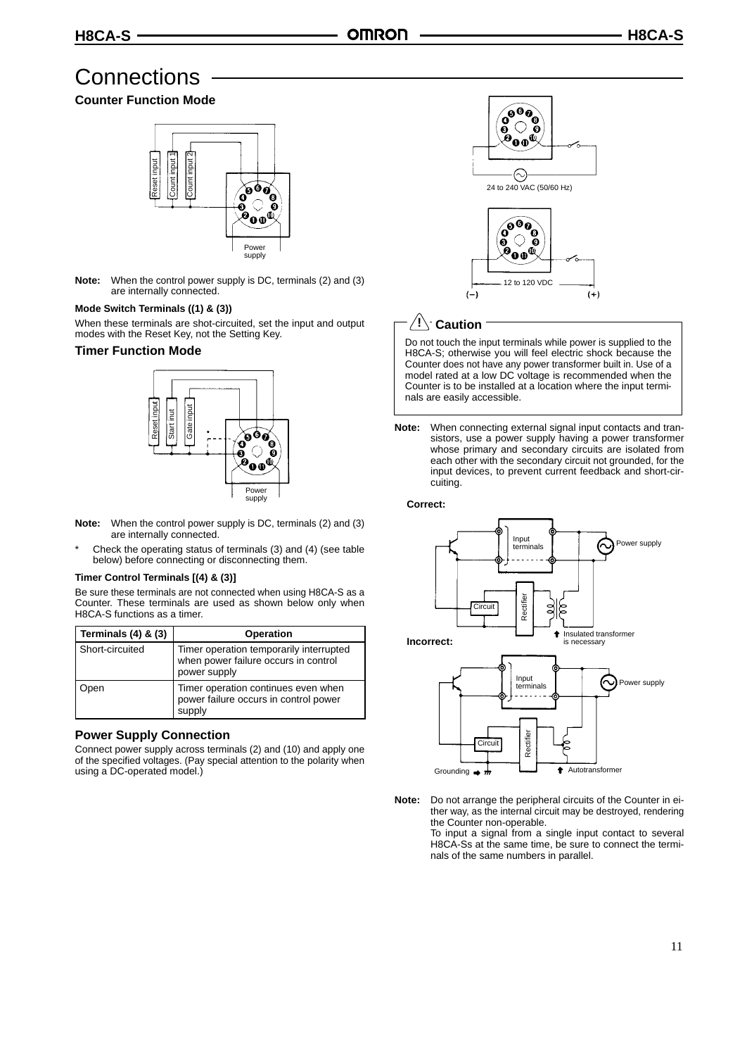# Connections

## Counter Function Mode

**Note:** When the control power supply is DC, terminals (2) and (3) are internally connected.

**Mode Switch Terminals ((1) & (3))**

When these terminals are shot-circuited, set the input and output modes with the Reset Key, not the Setting Key.

## Timer Function Mode

**Note:** When the control power supply is DC, terminals (2) and (3) are internally connected.

\* Check the operating status of terminals (3) and (4) (see table below) before connecting or disconnecting them.

**Timer Control Terminals [(4) & (3)]**

Be sure these terminals are not connected when using H8CA-S as a Counter. These terminals are used as shown below only when H8CA-S functions as a timer.

| Terminals (4) & (3) | Operation |
|---|---|
| Short-circuited | Timer operation temporarily interrupted when power failure occurs in control power supply |
| Open | Timer operation continues even when power failure occurs in control power supply |

## Power Supply Connection

Connect power supply across terminals (2) and (10) and apply one of the specified voltages. (Pay special attention to the polarity when using a DC-operated model.)

24 to 240 VAC (50/60 Hz)

12 to 120 VDC

## ⚠ Caution

Do not touch the input terminals while power is supplied to the H8CA-S; otherwise you will feel electric shock because the Counter does not have any power transformer built in. Use of a model rated at a low DC voltage is recommended when the Counter is to be installed at a location where the input terminals are easily accessible.

**Note:** When connecting external signal input contacts and transistors, use a power supply having a power transformer whose primary and secondary circuits are isolated from each other with the secondary circuit not grounded, for the input devices, to prevent current feedback and short-circuiting.

**Correct:**

Insulated transformer is necessary

**Incorrect:**

Grounding / Autotransformer

**Note:** Do not arrange the peripheral circuits of the Counter in either way, as the internal circuit may be destroyed, rendering the Counter non-operable.
To input a signal from a single input contact to several H8CA-Ss at the same time, be sure to connect the terminals of the same numbers in parallel.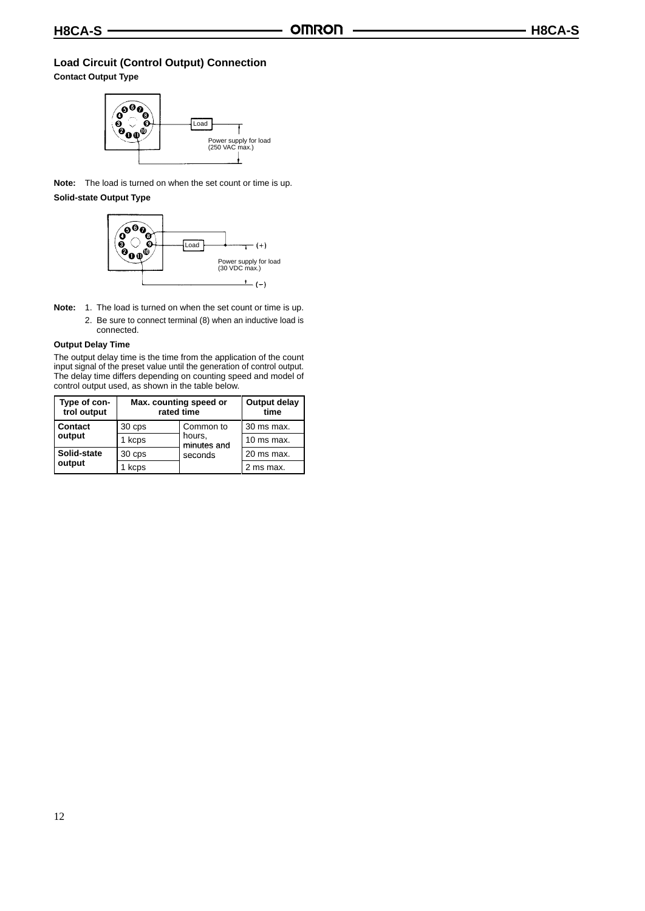## Load Circuit (Control Output) Connection

**Contact Output Type**

Load

Power supply for load (250 VAC max.)

**Note:** The load is turned on when the set count or time is up.

**Solid-state Output Type**

Load

(+)

Power supply for load (30 VDC max.)

(−)

**Note:**
1. The load is turned on when the set count or time is up.
2. Be sure to connect terminal (8) when an inductive load is connected.

**Output Delay Time**

The output delay time is the time from the application of the count input signal of the preset value until the generation of control output. The delay time differs depending on counting speed and model of control output used, as shown in the table below.

| Type of control output | Max. counting speed or rated time | | Output delay time |
|---|---|---|---|
| Contact output | 30 cps | Common to hours, minutes and seconds | 30 ms max. |
| | 1 kcps | | 10 ms max. |
| Solid-state output | 30 cps | | 20 ms max. |
| | 1 kcps | | 2 ms max. |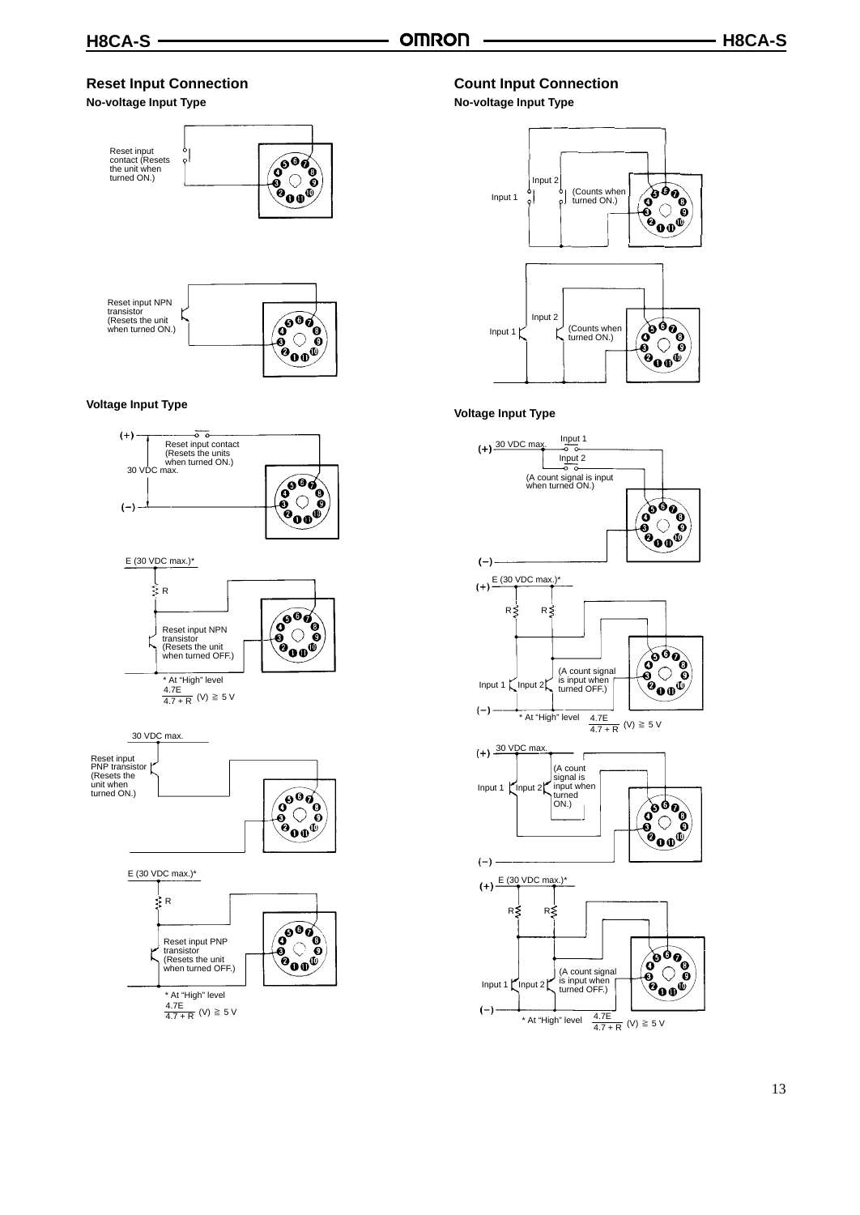## Reset Input Connection

### No-voltage Input Type

Reset input contact (Resets the unit when turned ON.)

Reset input NPN transistor (Resets the unit when turned ON.)

### Voltage Input Type

(+) Reset input contact (Resets the units when turned ON.) 30 VDC max. (−)

E (30 VDC max.)*

R

Reset input NPN transistor (Resets the unit when turned OFF.)

* At "High" level $\frac{4.7E}{4.7 + R}$ (V) ≧ 5 V

30 VDC max.

Reset input PNP transistor (Resets the unit when turned ON.)

E (30 VDC max.)*

R

Reset input PNP transistor (Resets the unit when turned OFF.)

* At "High" level $\frac{4.7E}{4.7 + R}$ (V) ≧ 5 V

## Count Input Connection

### No-voltage Input Type

Input 1 Input 2 (Counts when turned ON.)

Input 1 Input 2 (Counts when turned ON.)

### Voltage Input Type

(+) 30 VDC max. Input 1 Input 2 (A count signal is input when turned ON.) (−)

(+) E (30 VDC max.)* R R Input 1 Input 2 (A count signal is input when turned OFF.) (−)

* At "High" level $\frac{4.7E}{4.7 + R}$ (V) ≧ 5 V

(+) 30 VDC max. Input 1 Input 2 (A count signal is input when turned ON.) (−)

(+) E (30 VDC max.)* R R Input 1 Input 2 (A count signal is input when turned OFF.) (−)

* At "High" level $\frac{4.7E}{4.7 + R}$ (V) ≧ 5 V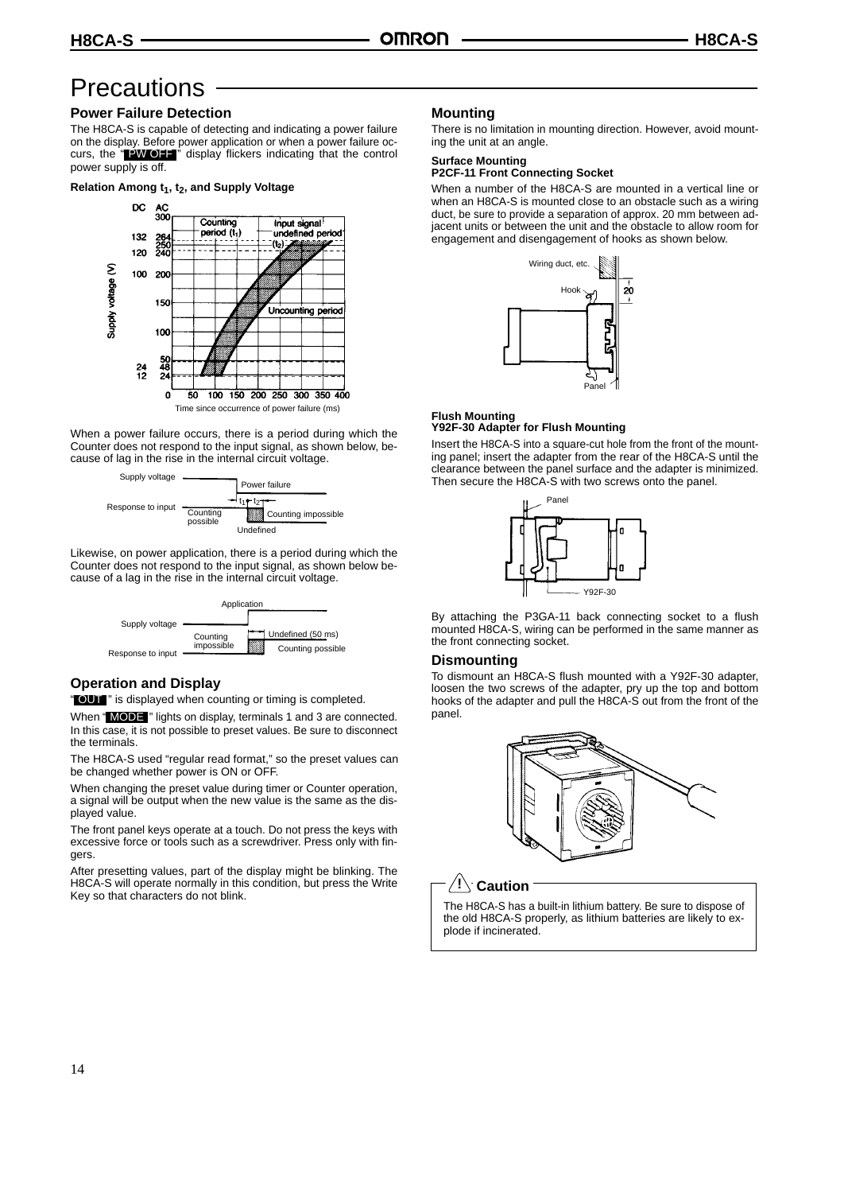# Precautions

## Power Failure Detection

The H8CA-S is capable of detecting and indicating a power failure on the display. Before power application or when a power failure occurs, the "PW OFF" display flickers indicating that the control power supply is off.

**Relation Among $t_1$, $t_2$, and Supply Voltage**

When a power failure occurs, there is a period during which the Counter does not respond to the input signal, as shown below, because of lag in the rise in the internal circuit voltage.

Likewise, on power application, there is a period during which the Counter does not respond to the input signal, as shown below because of a lag in the rise in the internal circuit voltage.

## Operation and Display

"OUT" is displayed when counting or timing is completed.

When "MODE" lights on display, terminals 1 and 3 are connected. In this case, it is not possible to preset values. Be sure to disconnect the terminals.

The H8CA-S used "regular read format," so the preset values can be changed whether power is ON or OFF.

When changing the preset value during timer or Counter operation, a signal will be output when the new value is the same as the displayed value.

The front panel keys operate at a touch. Do not press the keys with excessive force or tools such as a screwdriver. Press only with fingers.

After presetting values, part of the display might be blinking. The H8CA-S will operate normally in this condition, but press the Write Key so that characters do not blink.

## Mounting

There is no limitation in mounting direction. However, avoid mounting the unit at an angle.

**Surface Mounting**
**P2CF-11 Front Connecting Socket**

When a number of the H8CA-S are mounted in a vertical line or when an H8CA-S is mounted close to an obstacle such as a wiring duct, be sure to provide a separation of approx. 20 mm between adjacent units or between the unit and the obstacle to allow room for engagement and disengagement of hooks as shown below.

**Flush Mounting**
**Y92F-30 Adapter for Flush Mounting**

Insert the H8CA-S into a square-cut hole from the front of the mounting panel; insert the adapter from the rear of the H8CA-S until the clearance between the panel surface and the adapter is minimized. Then secure the H8CA-S with two screws onto the panel.

By attaching the P3GA-11 back connecting socket to a flush mounted H8CA-S, wiring can be performed in the same manner as the front connecting socket.

## Dismounting

To dismount an H8CA-S flush mounted with a Y92F-30 adapter, loosen the two screws of the adapter, pry up the top and bottom hooks of the adapter and pull the H8CA-S out from the front of the panel.

**⚠ Caution**

The H8CA-S has a built-in lithium battery. Be sure to dispose of the old H8CA-S properly, as lithium batteries are likely to explode if incinerated.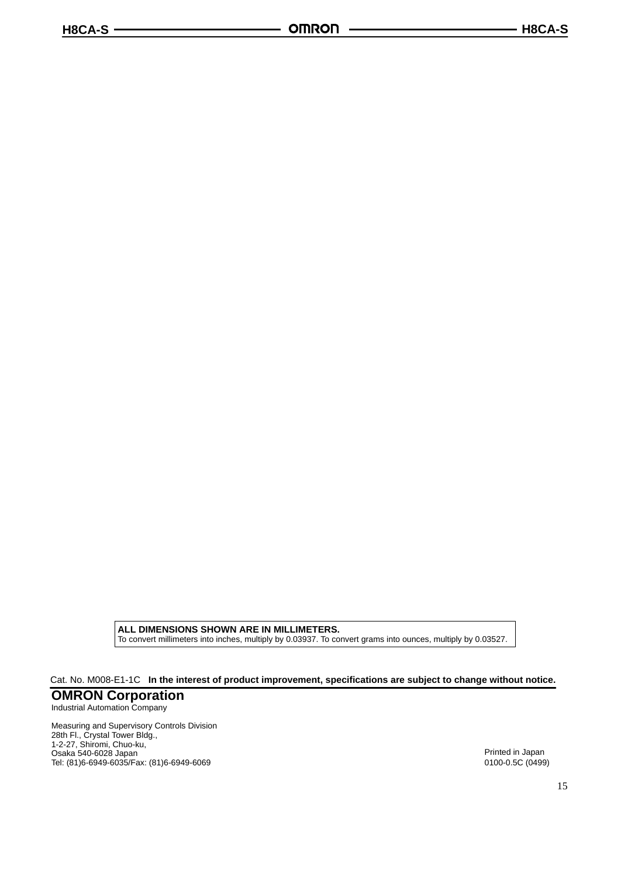**ALL DIMENSIONS SHOWN ARE IN MILLIMETERS.**
To convert millimeters into inches, multiply by 0.03937. To convert grams into ounces, multiply by 0.03527.

Cat. No. M008-E1-1C **In the interest of product improvement, specifications are subject to change without notice.**

**OMRON Corporation**
Industrial Automation Company

Measuring and Supervisory Controls Division
28th Fl., Crystal Tower Bldg.,
1-2-27, Shiromi, Chuo-ku,
Osaka 540-6028 Japan
Tel: (81)6-6949-6035/Fax: (81)6-6949-6069

Printed in Japan
0100-0.5C (0499)